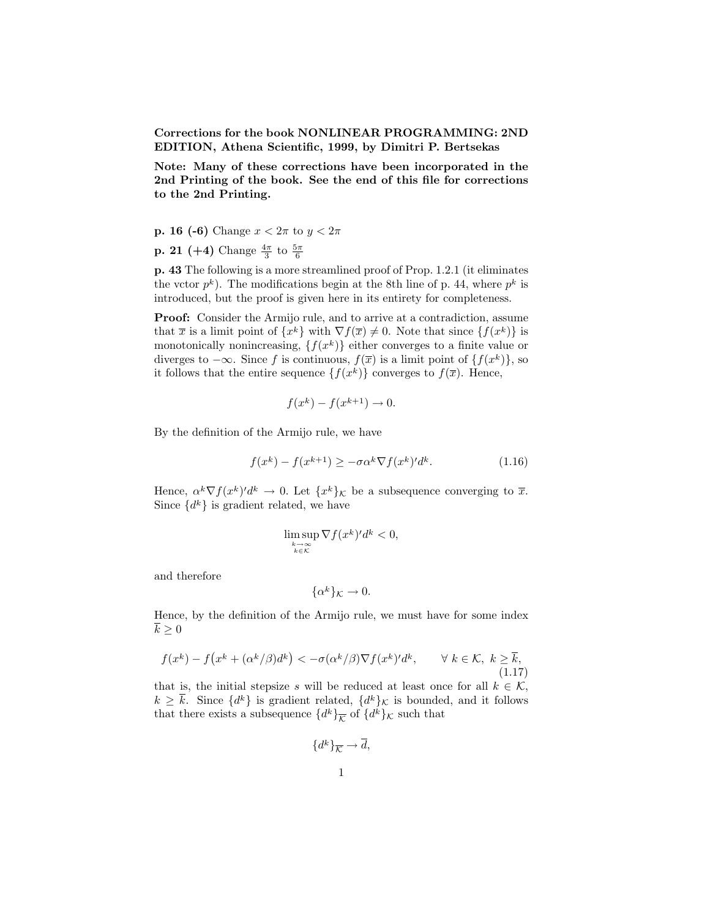**Corrections for the book NONLINEAR PROGRAMMING: 2ND EDITION, Athena Scientific, 1999, by Dimitri P. Bertsekas**

**Note: Many of these corrections have been incorporated in the 2nd Printing of the book. See the end of this file for corrections to the 2nd Printing.**

**p. 16 (-6)** Change $x < 2\pi$ to $y < 2\pi$

**p. 21 (+4)** Change $\frac{4\pi}{3}$ to $\frac{5\pi}{6}$

**p. 43** The following is a more streamlined proof of Prop. 1.2.1 (it eliminates the vctor $p^k$). The modifications begin at the 8th line of p. 44, where $p^k$ is introduced, but the proof is given here in its entirety for completeness.

**Proof:** Consider the Armijo rule, and to arrive at a contradiction, assume that $\overline{x}$ is a limit point of $\{x^k\}$ with $\nabla f(\overline{x}) \neq 0$. Note that since $\{f(x^k)\}$ is monotonically nonincreasing, $\{f(x^k)\}$ either converges to a finite value or diverges to $-\infty$. Since $f$ is continuous, $f(\overline{x})$ is a limit point of $\{f(x^k)\}$, so it follows that the entire sequence $\{f(x^k)\}$ converges to $f(\overline{x})$. Hence,

$$f(x^k) - f(x^{k+1}) \to 0.$$

By the definition of the Armijo rule, we have

$$f(x^k) - f(x^{k+1}) \geq -\sigma \alpha^k \nabla f(x^k)' d^k. \tag{1.16}$$

Hence, $\alpha^k \nabla f(x^k)' d^k \to 0$. Let $\{x^k\}_{\mathcal{K}}$ be a subsequence converging to $\overline{x}$. Since $\{d^k\}$ is gradient related, we have

$$\limsup_{\substack{k \to \infty \\ k \in \mathcal{K}}} \nabla f(x^k)' d^k < 0,$$

and therefore

$$\{\alpha^k\}_{\mathcal{K}} \to 0.$$

Hence, by the definition of the Armijo rule, we must have for some index $\overline{k} \geq 0$

$$f(x^k) - f\big(x^k + (\alpha^k/\beta) d^k\big) < -\sigma (\alpha^k/\beta) \nabla f(x^k)' d^k, \qquad \forall\ k \in \mathcal{K},\ k \geq \overline{k}, \tag{1.17}$$

that is, the initial stepsize $s$ will be reduced at least once for all $k \in \mathcal{K}$, $k \geq \overline{k}$. Since $\{d^k\}$ is gradient related, $\{d^k\}_{\mathcal{K}}$ is bounded, and it follows that there exists a subsequence $\{d^k\}_{\overline{\mathcal{K}}}$ of $\{d^k\}_{\mathcal{K}}$ such that

$$\{d^k\}_{\overline{\mathcal{K}}} \to \overline{d},$$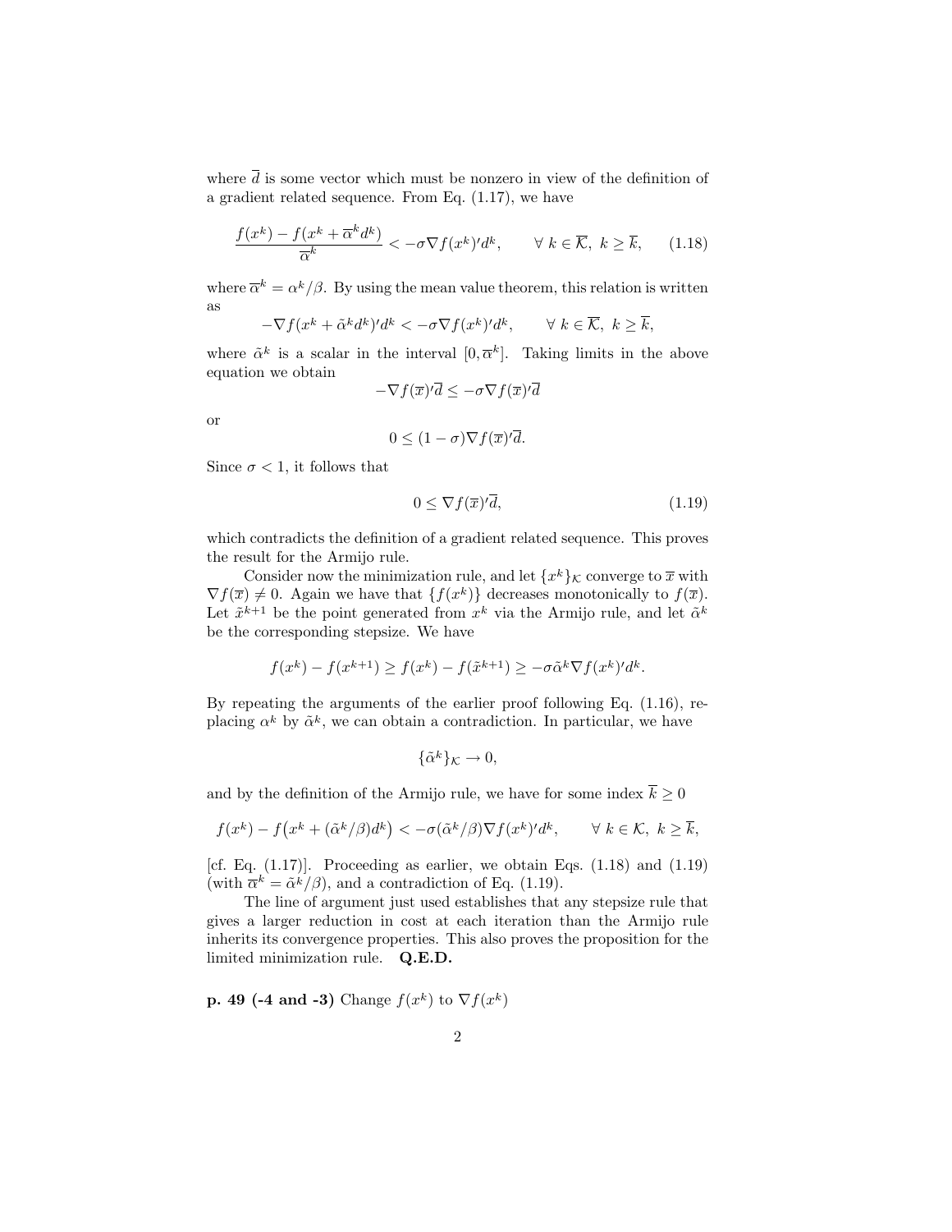where $\overline{d}$ is some vector which must be nonzero in view of the definition of a gradient related sequence. From Eq. (1.17), we have

$$\frac{f(x^k) - f(x^k + \overline{\alpha}^k d^k)}{\overline{\alpha}^k} < -\sigma \nabla f(x^k)' d^k, \qquad \forall\ k \in \overline{\mathcal{K}},\ k \geq \overline{k}, \tag{1.18}$$

where $\overline{\alpha}^k = \alpha^k/\beta$. By using the mean value theorem, this relation is written as

$$-\nabla f(x^k + \tilde{\alpha}^k d^k)' d^k < -\sigma \nabla f(x^k)' d^k, \qquad \forall\ k \in \overline{\mathcal{K}},\ k \geq \overline{k},$$

where $\tilde{\alpha}^k$ is a scalar in the interval $[0, \overline{\alpha}^k]$. Taking limits in the above equation we obtain

$$-\nabla f(\overline{x})' \overline{d} \leq -\sigma \nabla f(\overline{x})' \overline{d}$$

or

$$0 \leq (1 - \sigma) \nabla f(\overline{x})' \overline{d}.$$

Since $\sigma < 1$, it follows that

$$0 \leq \nabla f(\overline{x})' \overline{d}, \tag{1.19}$$

which contradicts the definition of a gradient related sequence. This proves the result for the Armijo rule.

Consider now the minimization rule, and let $\{x^k\}_{\mathcal{K}}$ converge to $\overline{x}$ with $\nabla f(\overline{x}) \neq 0$. Again we have that $\{f(x^k)\}$ decreases monotonically to $f(\overline{x})$. Let $\tilde{x}^{k+1}$ be the point generated from $x^k$ via the Armijo rule, and let $\tilde{\alpha}^k$ be the corresponding stepsize. We have

$$f(x^k) - f(x^{k+1}) \geq f(x^k) - f(\tilde{x}^{k+1}) \geq -\sigma \tilde{\alpha}^k \nabla f(x^k)' d^k.$$

By repeating the arguments of the earlier proof following Eq. (1.16), replacing $\alpha^k$ by $\tilde{\alpha}^k$, we can obtain a contradiction. In particular, we have

$$\{\tilde{\alpha}^k\}_{\mathcal{K}} \to 0,$$

and by the definition of the Armijo rule, we have for some index $\overline{k} \geq 0$

$$f(x^k) - f\big(x^k + (\tilde{\alpha}^k/\beta) d^k\big) < -\sigma (\tilde{\alpha}^k/\beta) \nabla f(x^k)' d^k, \qquad \forall\ k \in \mathcal{K},\ k \geq \overline{k},$$

[cf. Eq. (1.17)]. Proceeding as earlier, we obtain Eqs. (1.18) and (1.19) (with $\overline{\alpha}^k = \tilde{\alpha}^k/\beta$), and a contradiction of Eq. (1.19).

The line of argument just used establishes that any stepsize rule that gives a larger reduction in cost at each iteration than the Armijo rule inherits its convergence properties. This also proves the proposition for the limited minimization rule. **Q.E.D.**

**p. 49 (-4 and -3)** Change $f(x^k)$ to $\nabla f(x^k)$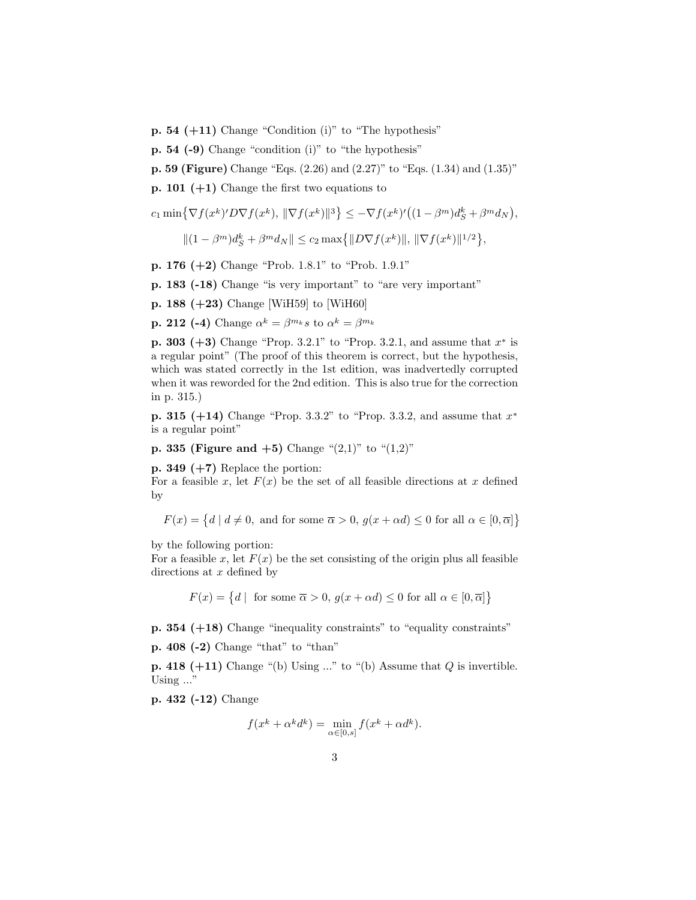**p. 54 (+11)** Change "Condition (i)" to "The hypothesis"

**p. 54 (-9)** Change "condition (i)" to "the hypothesis"

**p. 59 (Figure)** Change "Eqs. (2.26) and (2.27)" to "Eqs. (1.34) and (1.35)"

**p. 101 (+1)** Change the first two equations to

$$c_1 \min\big\{\nabla f(x^k)' D \nabla f(x^k),\ \|\nabla f(x^k)\|^3\big\} \leq -\nabla f(x^k)'\big((1-\beta^m)d_S^k + \beta^m d_N\big),$$

$$\|(1-\beta^m)d_S^k + \beta^m d_N\| \leq c_2 \max\big\{\|D\nabla f(x^k)\|,\ \|\nabla f(x^k)\|^{1/2}\big\},$$

**p. 176 (+2)** Change "Prob. 1.8.1" to "Prob. 1.9.1"

**p. 183 (-18)** Change "is very important" to "are very important"

**p. 188 (+23)** Change [WiH59] to [WiH60]

**p. 212 (-4)** Change $\alpha^k = \beta^{m_k} s$ to $\alpha^k = \beta^{m_k}$

**p. 303 (+3)** Change "Prop. 3.2.1" to "Prop. 3.2.1, and assume that $x^*$ is a regular point" (The proof of this theorem is correct, but the hypothesis, which was stated correctly in the 1st edition, was inadvertedly corrupted when it was reworded for the 2nd edition. This is also true for the correction in p. 315.)

**p. 315 (+14)** Change "Prop. 3.3.2" to "Prop. 3.3.2, and assume that $x^*$ is a regular point"

**p. 335 (Figure and +5)** Change "(2,1)" to "(1,2)"

**p. 349 (+7)** Replace the portion:
For a feasible $x$, let $F(x)$ be the set of all feasible directions at $x$ defined by

$$F(x) = \big\{d \mid d \neq 0, \text{ and for some } \overline{\alpha} > 0,\ g(x + \alpha d) \leq 0 \text{ for all } \alpha \in [0, \overline{\alpha}]\big\}$$

by the following portion:
For a feasible $x$, let $F(x)$ be the set consisting of the origin plus all feasible directions at $x$ defined by

$$F(x) = \big\{d \mid \text{ for some } \overline{\alpha} > 0,\ g(x + \alpha d) \leq 0 \text{ for all } \alpha \in [0, \overline{\alpha}]\big\}$$

**p. 354 (+18)** Change "inequality constraints" to "equality constraints"

**p. 408 (-2)** Change "that" to "than"

**p. 418 (+11)** Change "(b) Using ..." to "(b) Assume that $Q$ is invertible. Using ..."

**p. 432 (-12)** Change

$$f(x^k + \alpha^k d^k) = \min_{\alpha \in [0,s]} f(x^k + \alpha d^k).$$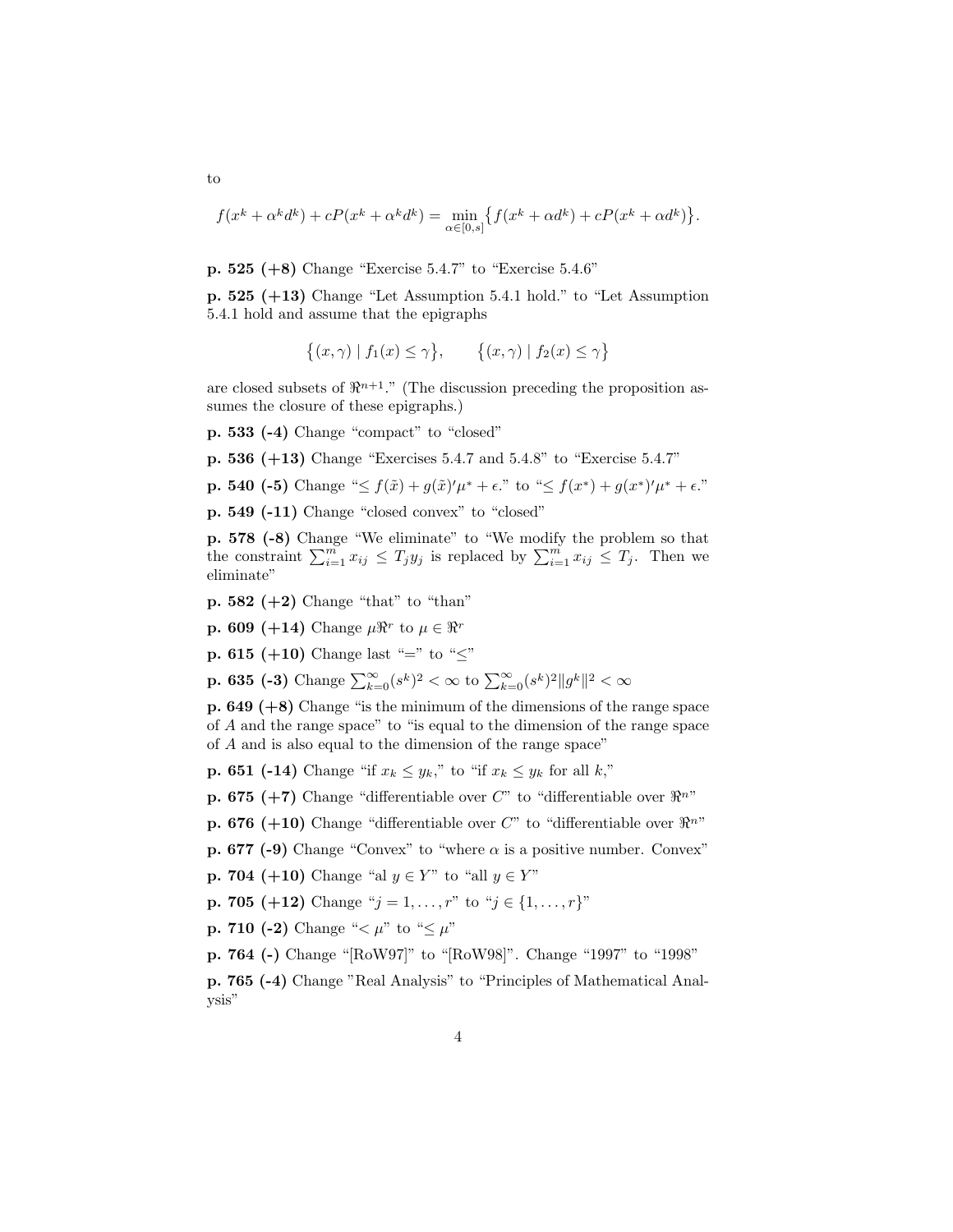to

$$f(x^k + \alpha^k d^k) + cP(x^k + \alpha^k d^k) = \min_{\alpha \in [0,s]} \big\{ f(x^k + \alpha d^k) + cP(x^k + \alpha d^k) \big\}.$$

**p. 525 (+8)** Change "Exercise 5.4.7" to "Exercise 5.4.6"

**p. 525 (+13)** Change "Let Assumption 5.4.1 hold." to "Let Assumption 5.4.1 hold and assume that the epigraphs

$$\big\{(x, \gamma) \mid f_1(x) \le \gamma\big\}, \qquad \big\{(x, \gamma) \mid f_2(x) \le \gamma\big\}$$

are closed subsets of $\Re^{n+1}$." (The discussion preceding the proposition assumes the closure of these epigraphs.)

**p. 533 (-4)** Change "compact" to "closed"

**p. 536 (+13)** Change "Exercises 5.4.7 and 5.4.8" to "Exercise 5.4.7"

**p. 540 (-5)** Change "$\le f(\tilde{x}) + g(\tilde{x})'\mu^* + \epsilon$." to "$\le f(x^*) + g(x^*)'\mu^* + \epsilon$."

**p. 549 (-11)** Change "closed convex" to "closed"

**p. 578 (-8)** Change "We eliminate" to "We modify the problem so that the constraint $\sum_{i=1}^m x_{ij} \le T_j y_j$ is replaced by $\sum_{i=1}^m x_{ij} \le T_j$. Then we eliminate"

**p. 582 (+2)** Change "that" to "than"

**p. 609 (+14)** Change $\mu\Re^r$ to $\mu \in \Re^r$

**p. 615 (+10)** Change last "=" to "$\le$"

**p. 635 (-3)** Change $\sum_{k=0}^\infty (s^k)^2 < \infty$ to $\sum_{k=0}^\infty (s^k)^2 \|g^k\|^2 < \infty$

**p. 649 (+8)** Change "is the minimum of the dimensions of the range space of $A$ and the range space" to "is equal to the dimension of the range space of $A$ and is also equal to the dimension of the range space"

**p. 651 (-14)** Change "if $x_k \le y_k$," to "if $x_k \le y_k$ for all $k$,"

**p. 675 (+7)** Change "differentiable over $C$" to "differentiable over $\Re^n$"

**p. 676 (+10)** Change "differentiable over $C$" to "differentiable over $\Re^n$"

**p. 677 (-9)** Change "Convex" to "where $\alpha$ is a positive number. Convex"

**p. 704 (+10)** Change "al $y \in Y$" to "all $y \in Y$"

**p. 705 (+12)** Change "$j = 1, \ldots, r$" to "$j \in \{1, \ldots, r\}$"

**p. 710 (-2)** Change "$< \mu$" to "$\le \mu$"

**p. 764 (-)** Change "[RoW97]" to "[RoW98]". Change "1997" to "1998"

**p. 765 (-4)** Change "Real Analysis" to "Principles of Mathematical Analysis"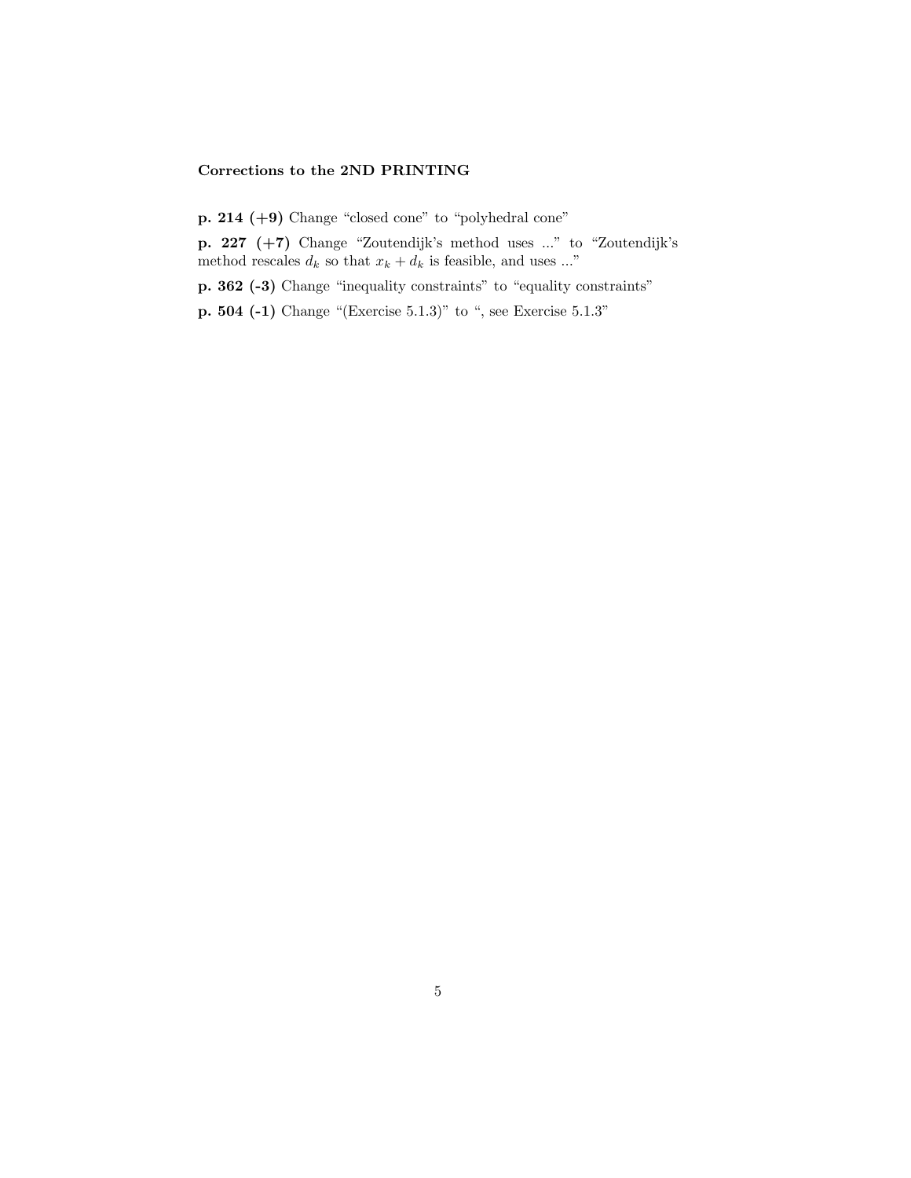**Corrections to the 2ND PRINTING**

**p. 214 (+9)** Change "closed cone" to "polyhedral cone"

**p. 227 (+7)** Change "Zoutendijk's method uses ..." to "Zoutendijk's method rescales $d_k$ so that $x_k + d_k$ is feasible, and uses ..."

**p. 362 (-3)** Change "inequality constraints" to "equality constraints"

**p. 504 (-1)** Change "(Exercise 5.1.3)" to ", see Exercise 5.1.3"